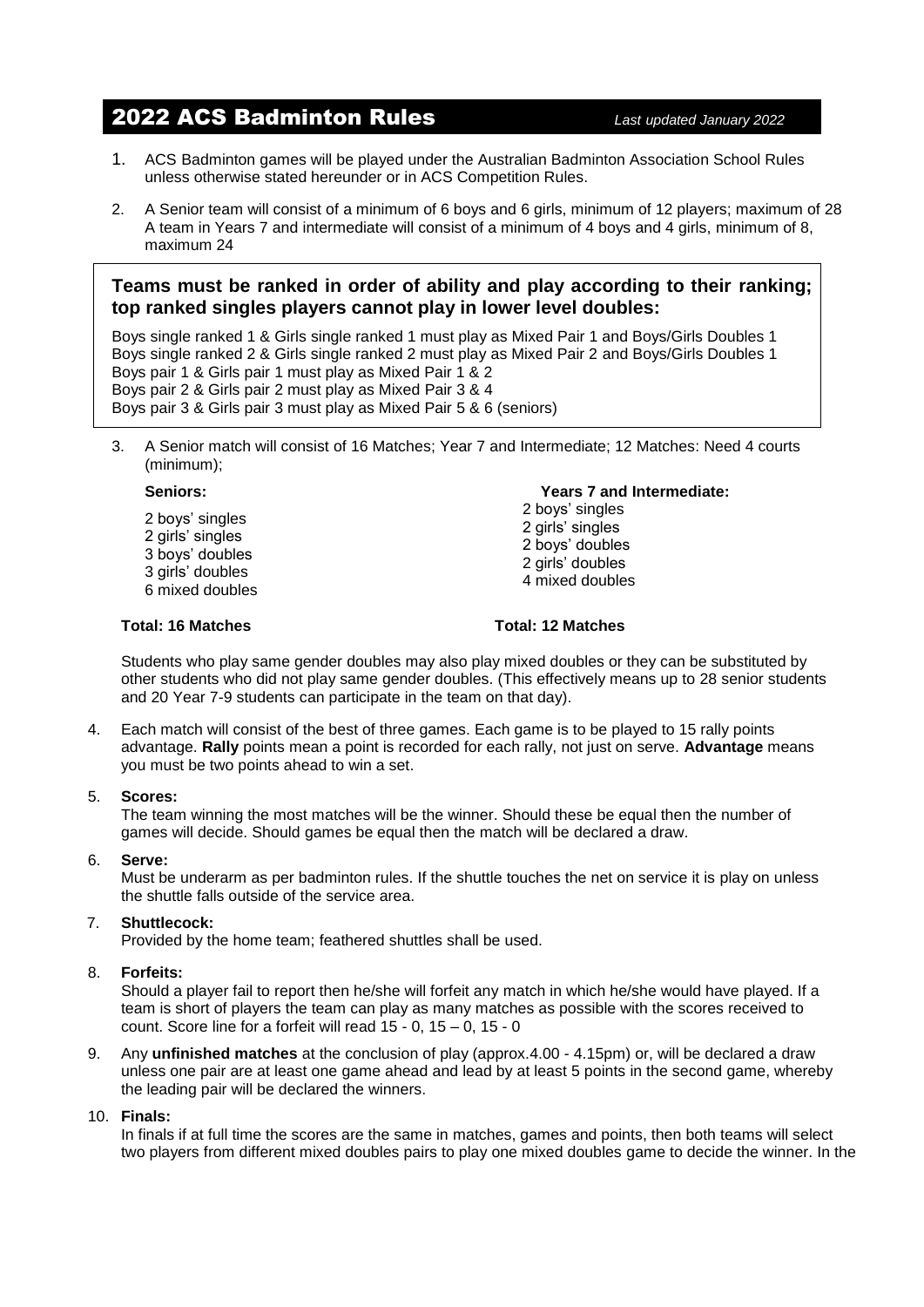# 2022 ACS Badminton Rules

*Last updated January 2022*

1. ACS Badminton games will be played under the Australian Badminton Association School Rules unless otherwise stated hereunder or in ACS Competition Rules.

2. A Senior team will consist of a minimum of 6 boys and 6 girls, minimum of 12 players; maximum of 28
A team in Years 7 and intermediate will consist of a minimum of 4 boys and 4 girls, minimum of 8, maximum 24

**Teams must be ranked in order of ability and play according to their ranking; top ranked singles players cannot play in lower level doubles:**

Boys single ranked 1 & Girls single ranked 1 must play as Mixed Pair 1 and Boys/Girls Doubles 1
Boys single ranked 2 & Girls single ranked 2 must play as Mixed Pair 2 and Boys/Girls Doubles 1
Boys pair 1 & Girls pair 1 must play as Mixed Pair 1 & 2
Boys pair 2 & Girls pair 2 must play as Mixed Pair 3 & 4
Boys pair 3 & Girls pair 3 must play as Mixed Pair 5 & 6 (seniors)

3. A Senior match will consist of 16 Matches; Year 7 and Intermediate; 12 Matches: Need 4 courts (minimum);

**Seniors:**

2 boys' singles
2 girls' singles
3 boys' doubles
3 girls' doubles
6 mixed doubles

**Total: 16 Matches**

**Years 7 and Intermediate:**

2 boys' singles
2 girls' singles
2 boys' doubles
2 girls' doubles
4 mixed doubles

**Total: 12 Matches**

Students who play same gender doubles may also play mixed doubles or they can be substituted by other students who did not play same gender doubles. (This effectively means up to 28 senior students and 20 Year 7-9 students can participate in the team on that day).

4. Each match will consist of the best of three games. Each game is to be played to 15 rally points advantage. **Rally** points mean a point is recorded for each rally, not just on serve. **Advantage** means you must be two points ahead to win a set.

5. **Scores:**
The team winning the most matches will be the winner. Should these be equal then the number of games will decide. Should games be equal then the match will be declared a draw.

6. **Serve:**
Must be underarm as per badminton rules. If the shuttle touches the net on service it is play on unless the shuttle falls outside of the service area.

7. **Shuttlecock:**
Provided by the home team; feathered shuttles shall be used.

8. **Forfeits:**
Should a player fail to report then he/she will forfeit any match in which he/she would have played. If a team is short of players the team can play as many matches as possible with the scores received to count. Score line for a forfeit will read 15 - 0, 15 – 0, 15 - 0

9. Any **unfinished matches** at the conclusion of play (approx.4.00 - 4.15pm) or, will be declared a draw unless one pair are at least one game ahead and lead by at least 5 points in the second game, whereby the leading pair will be declared the winners.

10. **Finals:**
In finals if at full time the scores are the same in matches, games and points, then both teams will select two players from different mixed doubles pairs to play one mixed doubles game to decide the winner. In the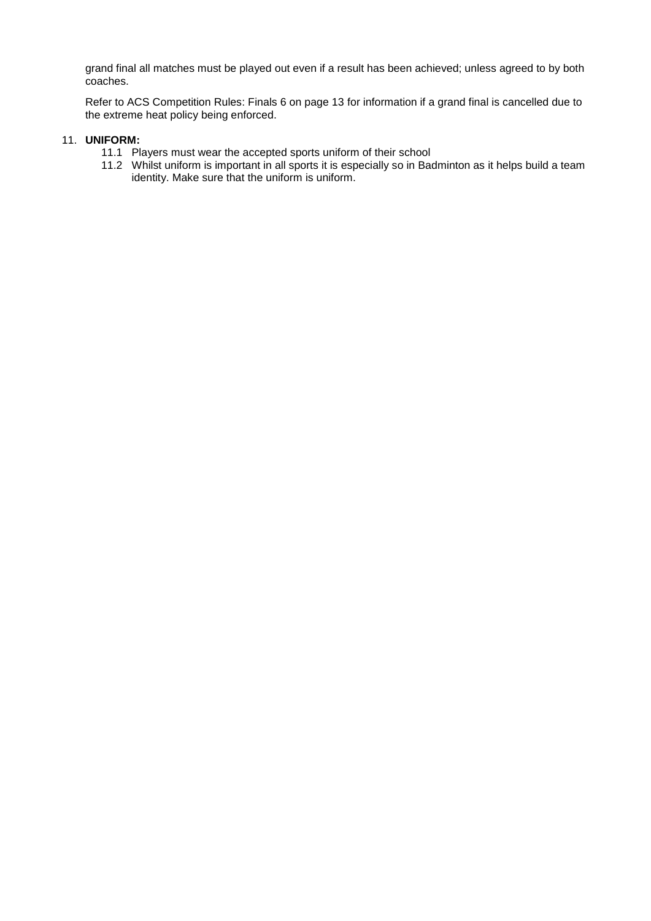grand final all matches must be played out even if a result has been achieved; unless agreed to by both coaches.

Refer to ACS Competition Rules: Finals 6 on page 13 for information if a grand final is cancelled due to the extreme heat policy being enforced.

11. **UNIFORM:**
    - 11.1 Players must wear the accepted sports uniform of their school
    - 11.2 Whilst uniform is important in all sports it is especially so in Badminton as it helps build a team identity. Make sure that the uniform is uniform.